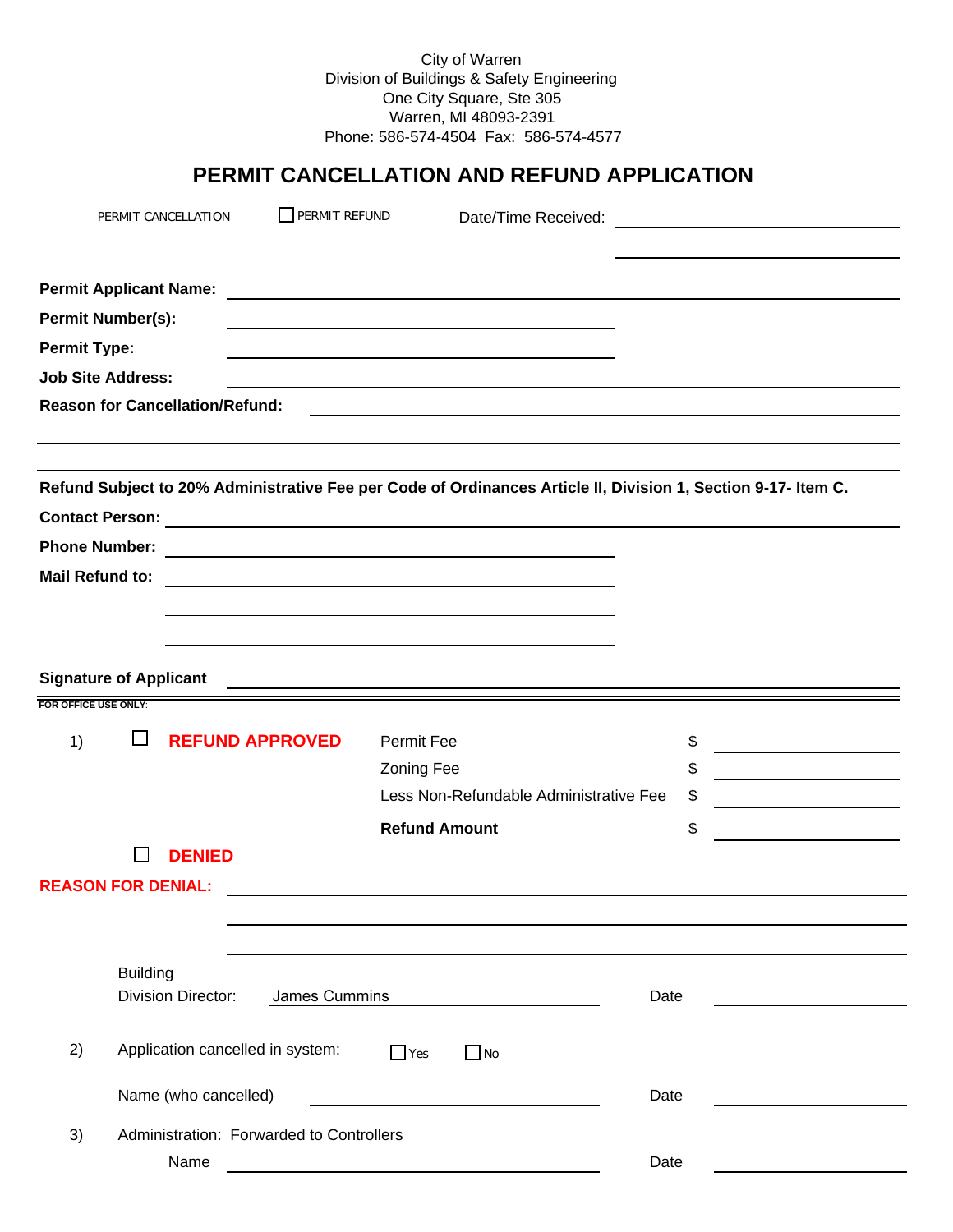City of Warren
Division of Buildings & Safety Engineering
One City Square, Ste 305
Warren, MI 48093-2391
Phone: 586-574-4504 Fax: 586-574-4577

# PERMIT CANCELLATION AND REFUND APPLICATION

PERMIT CANCELLATION ☐ PERMIT REFUND Date/Time Received: ______________________

______________________

**Permit Applicant Name:** ______________________

**Permit Number(s):** ______________________

**Permit Type:** ______________________

**Job Site Address:** ______________________

**Reason for Cancellation/Refund:** ______________________

______________________

**Refund Subject to 20% Administrative Fee per Code of Ordinances Article II, Division 1, Section 9-17- Item C.**

**Contact Person:** ______________________

**Phone Number:** ______________________

**Mail Refund to:** ______________________

______________________

______________________

**Signature of Applicant** ______________________

**FOR OFFICE USE ONLY:**

1) ☐ **REFUND APPROVED**

| | | |
|---|---|---|
| Permit Fee | $ | ________ |
| Zoning Fee | $ | ________ |
| Less Non-Refundable Administrative Fee | $ | ________ |
| **Refund Amount** | $ | ________ |

☐ **DENIED**

**REASON FOR DENIAL:** ______________________

______________________

______________________

Building Division Director: James Cummins Date ________

2) Application cancelled in system: ☐ Yes ☐ No

Name (who cancelled) ______________________ Date ________

3) Administration: Forwarded to Controllers

Name ______________________ Date ________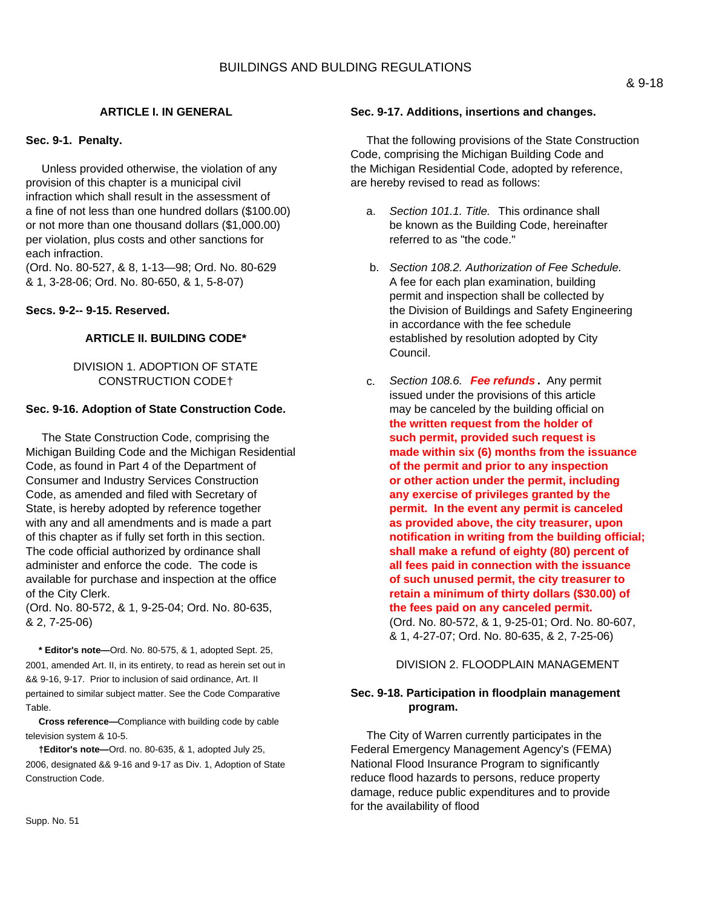## ARTICLE I. IN GENERAL

**Sec. 9-1. Penalty.**

Unless provided otherwise, the violation of any provision of this chapter is a municipal civil infraction which shall result in the assessment of a fine of not less than one hundred dollars ($100.00) or not more than one thousand dollars ($1,000.00) per violation, plus costs and other sanctions for each infraction.
(Ord. No. 80-527, & 8, 1-13—98; Ord. No. 80-629 & 1, 3-28-06; Ord. No. 80-650, & 1, 5-8-07)

**Secs. 9-2-- 9-15. Reserved.**

## ARTICLE II. BUILDING CODE*

### DIVISION 1. ADOPTION OF STATE CONSTRUCTION CODE†

**Sec. 9-16. Adoption of State Construction Code.**

The State Construction Code, comprising the Michigan Building Code and the Michigan Residential Code, as found in Part 4 of the Department of Consumer and Industry Services Construction Code, as amended and filed with Secretary of State, is hereby adopted by reference together with any and all amendments and is made a part of this chapter as if fully set forth in this section. The code official authorized by ordinance shall administer and enforce the code. The code is available for purchase and inspection at the office of the City Clerk.
(Ord. No. 80-572, & 1, 9-25-04; Ord. No. 80-635, & 2, 7-25-06)

**\* Editor's note—**Ord. No. 80-575, & 1, adopted Sept. 25, 2001, amended Art. II, in its entirety, to read as herein set out in && 9-16, 9-17. Prior to inclusion of said ordinance, Art. II pertained to similar subject matter. See the Code Comparative Table.

**Cross reference—**Compliance with building code by cable television system & 10-5.

**†Editor's note—**Ord. no. 80-635, & 1, adopted July 25, 2006, designated && 9-16 and 9-17 as Div. 1, Adoption of State Construction Code.

**Sec. 9-17. Additions, insertions and changes.**

That the following provisions of the State Construction Code, comprising the Michigan Building Code and the Michigan Residential Code, adopted by reference, are hereby revised to read as follows:

a. *Section 101.1. Title.* This ordinance shall be known as the Building Code, hereinafter referred to as "the code."

b. *Section 108.2. Authorization of Fee Schedule.* A fee for each plan examination, building permit and inspection shall be collected by the Division of Buildings and Safety Engineering in accordance with the fee schedule established by resolution adopted by City Council.

c. *Section 108.6.* ***Fee refunds*****.** Any permit issued under the provisions of this article may be canceled by the building official on **the written request from the holder of such permit, provided such request is made within six (6) months from the issuance of the permit and prior to any inspection or other action under the permit, including any exercise of privileges granted by the permit. In the event any permit is canceled as provided above, the city treasurer, upon notification in writing from the building official; shall make a refund of eighty (80) percent of all fees paid in connection with the issuance of such unused permit, the city treasurer to retain a minimum of thirty dollars ($30.00) of the fees paid on any canceled permit.**
(Ord. No. 80-572, & 1, 9-25-01; Ord. No. 80-607, & 1, 4-27-07; Ord. No. 80-635, & 2, 7-25-06)

### DIVISION 2. FLOODPLAIN MANAGEMENT

**Sec. 9-18. Participation in floodplain management program.**

The City of Warren currently participates in the Federal Emergency Management Agency's (FEMA) National Flood Insurance Program to significantly reduce flood hazards to persons, reduce property damage, reduce public expenditures and to provide for the availability of flood